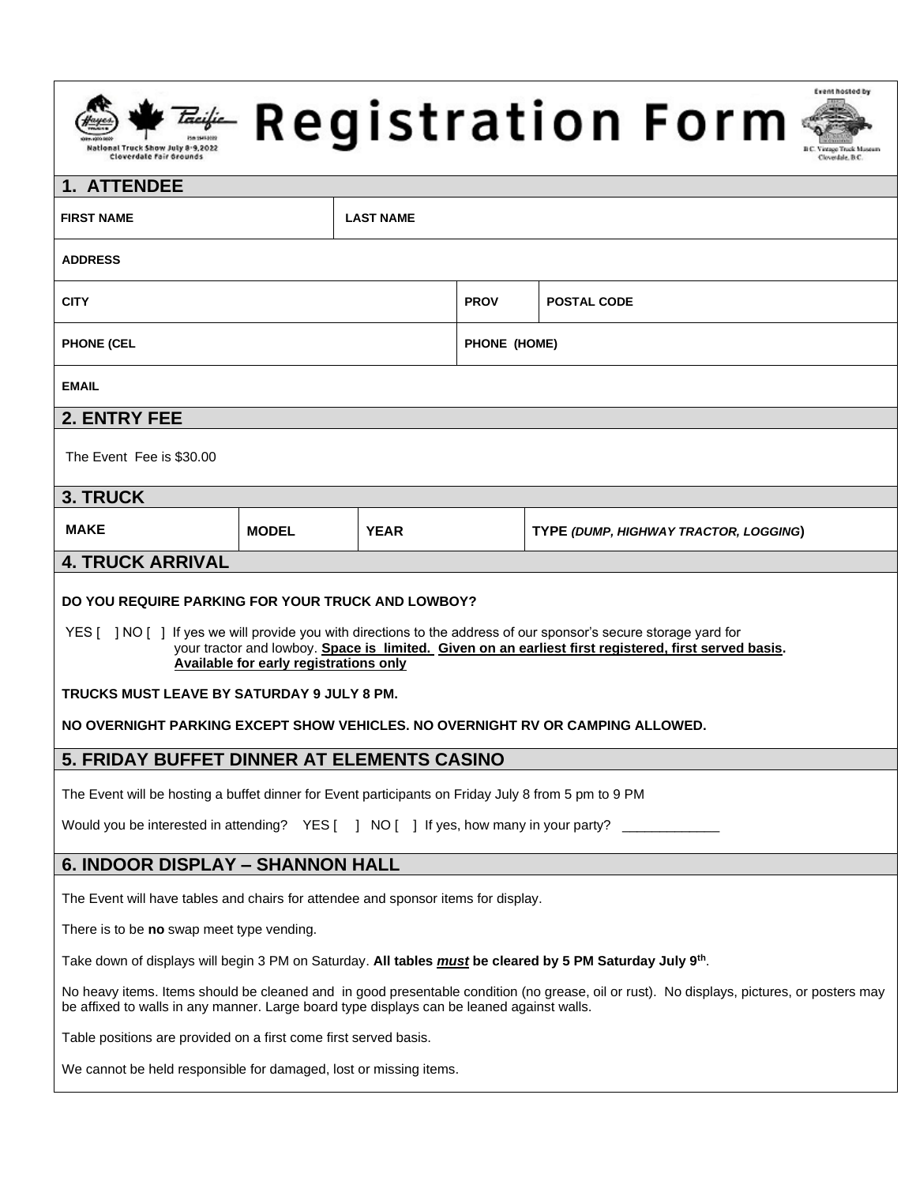National Truck Show July 8-9, 2022
Cloverdale Fair Grounds

# Registration Form

Event hosted by B.C. Vintage Truck Museum Cloverdale, B.C.

## 1. ATTENDEE

| FIRST NAME | LAST NAME | | |
|---|---|---|---|
| ADDRESS | | | |
| CITY | | PROV | POSTAL CODE |
| PHONE (CEL | | PHONE (HOME) | |
| EMAIL | | | |

## 2. ENTRY FEE

The Event Fee is $30.00

## 3. TRUCK

| MAKE | MODEL | YEAR | TYPE *(DUMP, HIGHWAY TRACTOR, LOGGING)* |
|---|---|---|---|
| | | | |

## 4. TRUCK ARRIVAL

**DO YOU REQUIRE PARKING FOR YOUR TRUCK AND LOWBOY?**

YES [ ] NO [ ] If yes we will provide you with directions to the address of our sponsor's secure storage yard for your tractor and lowboy. **Space is limited. Given on an earliest first registered, first served basis. Available for early registrations only**

**TRUCKS MUST LEAVE BY SATURDAY 9 JULY 8 PM.**

**NO OVERNIGHT PARKING EXCEPT SHOW VEHICLES. NO OVERNIGHT RV OR CAMPING ALLOWED.**

## 5. FRIDAY BUFFET DINNER AT ELEMENTS CASINO

The Event will be hosting a buffet dinner for Event participants on Friday July 8 from 5 pm to 9 PM

Would you be interested in attending? YES [ ] NO [ ] If yes, how many in your party? _____________

## 6. INDOOR DISPLAY – SHANNON HALL

The Event will have tables and chairs for attendee and sponsor items for display.

There is to be **no** swap meet type vending.

Take down of displays will begin 3 PM on Saturday. **All tables *must* be cleared by 5 PM Saturday July 9th**.

No heavy items. Items should be cleaned and in good presentable condition (no grease, oil or rust). No displays, pictures, or posters may be affixed to walls in any manner. Large board type displays can be leaned against walls.

Table positions are provided on a first come first served basis.

We cannot be held responsible for damaged, lost or missing items.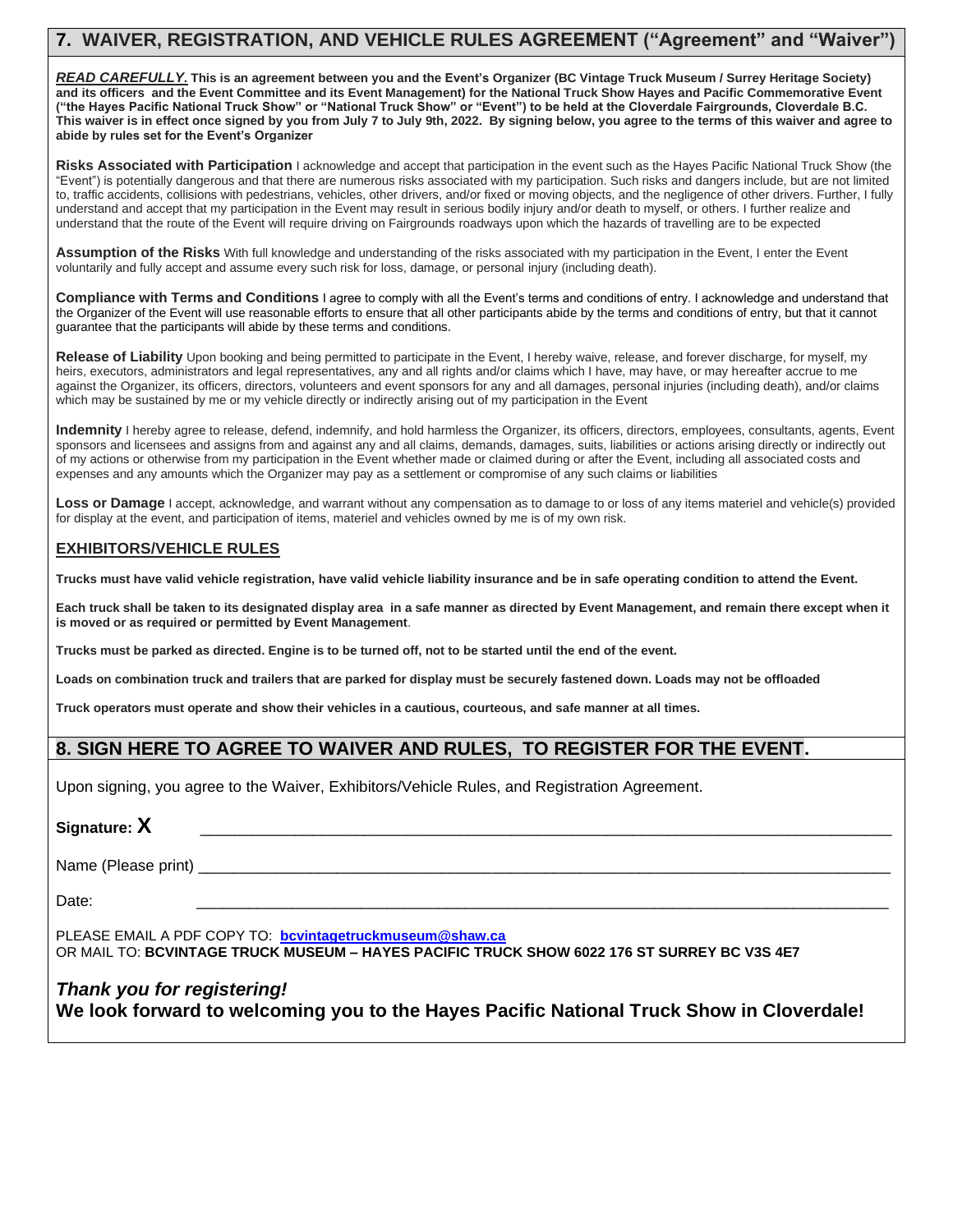## 7. WAIVER, REGISTRATION, AND VEHICLE RULES AGREEMENT ("Agreement" and "Waiver")

***READ CAREFULLY.*** **This is an agreement between you and the Event's Organizer (BC Vintage Truck Museum / Surrey Heritage Society) and its officers and the Event Committee and its Event Management) for the National Truck Show Hayes and Pacific Commemorative Event ("the Hayes Pacific National Truck Show" or "National Truck Show" or "Event") to be held at the Cloverdale Fairgrounds, Cloverdale B.C. This waiver is in effect once signed by you from July 7 to July 9th, 2022. By signing below, you agree to the terms of this waiver and agree to abide by rules set for the Event's Organizer**

**Risks Associated with Participation** I acknowledge and accept that participation in the event such as the Hayes Pacific National Truck Show (the "Event") is potentially dangerous and that there are numerous risks associated with my participation. Such risks and dangers include, but are not limited to, traffic accidents, collisions with pedestrians, vehicles, other drivers, and/or fixed or moving objects, and the negligence of other drivers. Further, I fully understand and accept that my participation in the Event may result in serious bodily injury and/or death to myself, or others. I further realize and understand that the route of the Event will require driving on Fairgrounds roadways upon which the hazards of travelling are to be expected

**Assumption of the Risks** With full knowledge and understanding of the risks associated with my participation in the Event, I enter the Event voluntarily and fully accept and assume every such risk for loss, damage, or personal injury (including death).

**Compliance with Terms and Conditions** I agree to comply with all the Event's terms and conditions of entry. I acknowledge and understand that the Organizer of the Event will use reasonable efforts to ensure that all other participants abide by the terms and conditions of entry, but that it cannot guarantee that the participants will abide by these terms and conditions.

**Release of Liability** Upon booking and being permitted to participate in the Event, I hereby waive, release, and forever discharge, for myself, my heirs, executors, administrators and legal representatives, any and all rights and/or claims which I have, may have, or may hereafter accrue to me against the Organizer, its officers, directors, volunteers and event sponsors for any and all damages, personal injuries (including death), and/or claims which may be sustained by me or my vehicle directly or indirectly arising out of my participation in the Event

**Indemnity** I hereby agree to release, defend, indemnify, and hold harmless the Organizer, its officers, directors, employees, consultants, agents, Event sponsors and licensees and assigns from and against any and all claims, demands, damages, suits, liabilities or actions arising directly or indirectly out of my actions or otherwise from my participation in the Event whether made or claimed during or after the Event, including all associated costs and expenses and any amounts which the Organizer may pay as a settlement or compromise of any such claims or liabilities

**Loss or Damage** I accept, acknowledge, and warrant without any compensation as to damage to or loss of any items materiel and vehicle(s) provided for display at the event, and participation of items, materiel and vehicles owned by me is of my own risk.

### EXHIBITORS/VEHICLE RULES

**Trucks must have valid vehicle registration, have valid vehicle liability insurance and be in safe operating condition to attend the Event.**

**Each truck shall be taken to its designated display area in a safe manner as directed by Event Management, and remain there except when it is moved or as required or permitted by Event Management**.

**Trucks must be parked as directed. Engine is to be turned off, not to be started until the end of the event.**

**Loads on combination truck and trailers that are parked for display must be securely fastened down. Loads may not be offloaded**

**Truck operators must operate and show their vehicles in a cautious, courteous, and safe manner at all times.**

## 8. SIGN HERE TO AGREE TO WAIVER AND RULES, TO REGISTER FOR THE EVENT.

Upon signing, you agree to the Waiver, Exhibitors/Vehicle Rules, and Registration Agreement.

**Signature: X** ______________________________________________

Name (Please print) ______________________________________________

Date: ______________________________________________

PLEASE EMAIL A PDF COPY TO: **bcvintagetruckmuseum@shaw.ca**
OR MAIL TO: **BCVINTAGE TRUCK MUSEUM – HAYES PACIFIC TRUCK SHOW 6022 176 ST SURREY BC V3S 4E7**

***Thank you for registering!***
**We look forward to welcoming you to the Hayes Pacific National Truck Show in Cloverdale!**